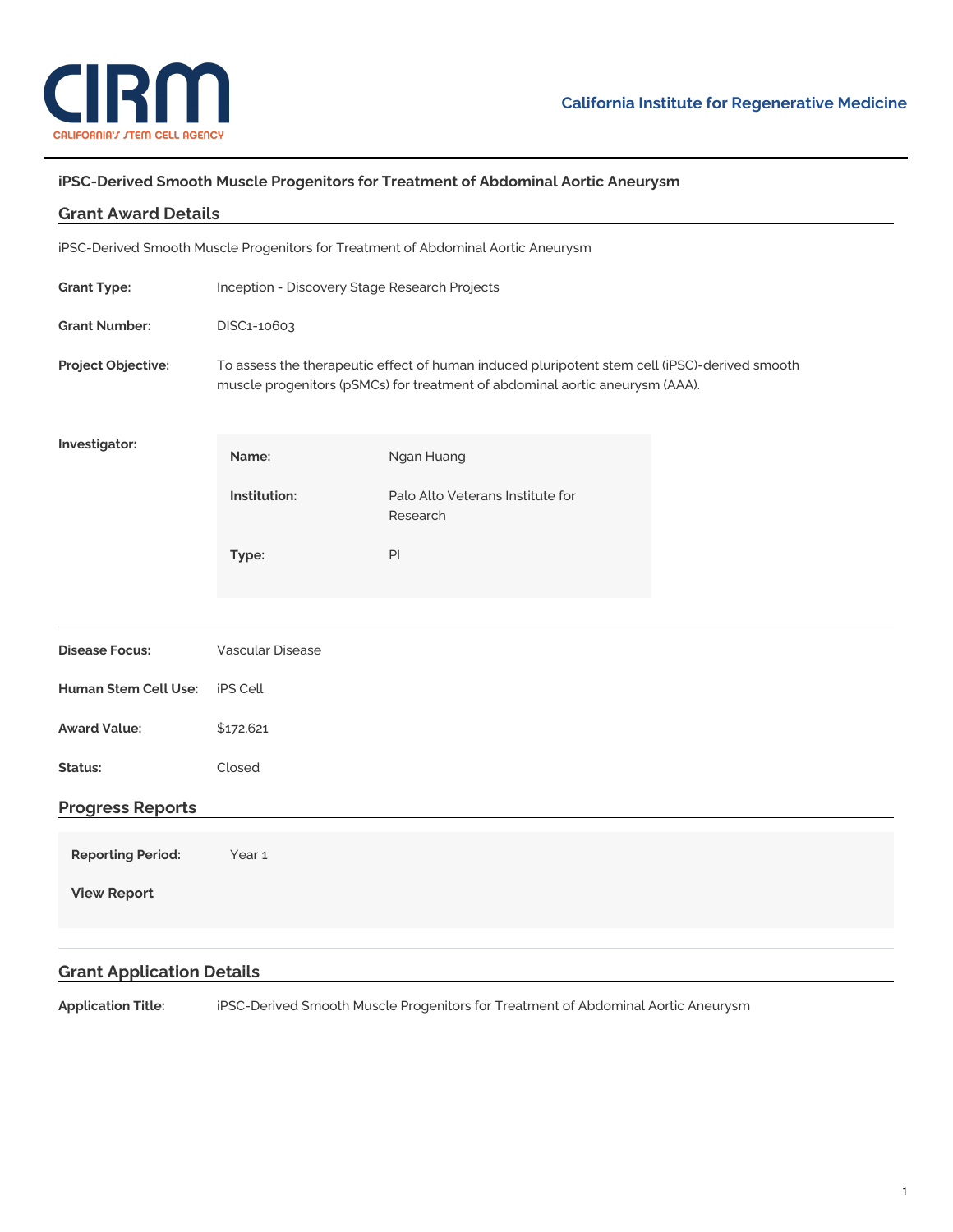# iPSC-Derived Smooth Muscle Progenitors for Treatment of Abdominal Aortic Aneurysm

## Grant Award Details

iPSC-Derived Smooth Muscle Progenitors for Treatment of Abdominal Aortic Aneurysm

**Grant Type:** Inception - Discovery Stage Research Projects

**Grant Number:** DISC1-10603

**Project Objective:** To assess the therapeutic effect of human induced pluripotent stem cell (iPSC)-derived smooth muscle progenitors (pSMCs) for treatment of abdominal aortic aneurysm (AAA).

**Investigator:**

| | |
|---|---|
| **Name:** | Ngan Huang |
| **Institution:** | Palo Alto Veterans Institute for Research |
| **Type:** | PI |

**Disease Focus:** Vascular Disease

**Human Stem Cell Use:** iPS Cell

**Award Value:** $172,621

**Status:** Closed

## Progress Reports

**Reporting Period:** Year 1

**View Report**

## Grant Application Details

**Application Title:** iPSC-Derived Smooth Muscle Progenitors for Treatment of Abdominal Aortic Aneurysm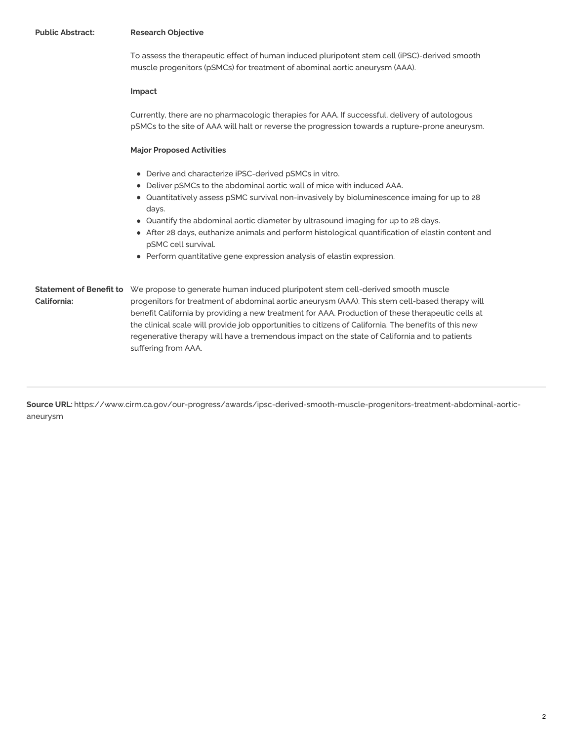**Public Abstract:**

**Research Objective**

To assess the therapeutic effect of human induced pluripotent stem cell (iPSC)-derived smooth muscle progenitors (pSMCs) for treatment of abominal aortic aneurysm (AAA).

**Impact**

Currently, there are no pharmacologic therapies for AAA. If successful, delivery of autologous pSMCs to the site of AAA will halt or reverse the progression towards a rupture-prone aneurysm.

**Major Proposed Activities**

- Derive and characterize iPSC-derived pSMCs in vitro.
- Deliver pSMCs to the abdominal aortic wall of mice with induced AAA.
- Quantitatively assess pSMC survival non-invasively by bioluminescence imaing for up to 28 days.
- Quantify the abdominal aortic diameter by ultrasound imaging for up to 28 days.
- After 28 days, euthanize animals and perform histological quantification of elastin content and pSMC cell survival.
- Perform quantitative gene expression analysis of elastin expression.

**Statement of Benefit to California:**

We propose to generate human induced pluripotent stem cell-derived smooth muscle progenitors for treatment of abdominal aortic aneurysm (AAA). This stem cell-based therapy will benefit California by providing a new treatment for AAA. Production of these therapeutic cells at the clinical scale will provide job opportunities to citizens of California. The benefits of this new regenerative therapy will have a tremendous impact on the state of California and to patients suffering from AAA.

**Source URL:** https://www.cirm.ca.gov/our-progress/awards/ipsc-derived-smooth-muscle-progenitors-treatment-abdominal-aortic-aneurysm